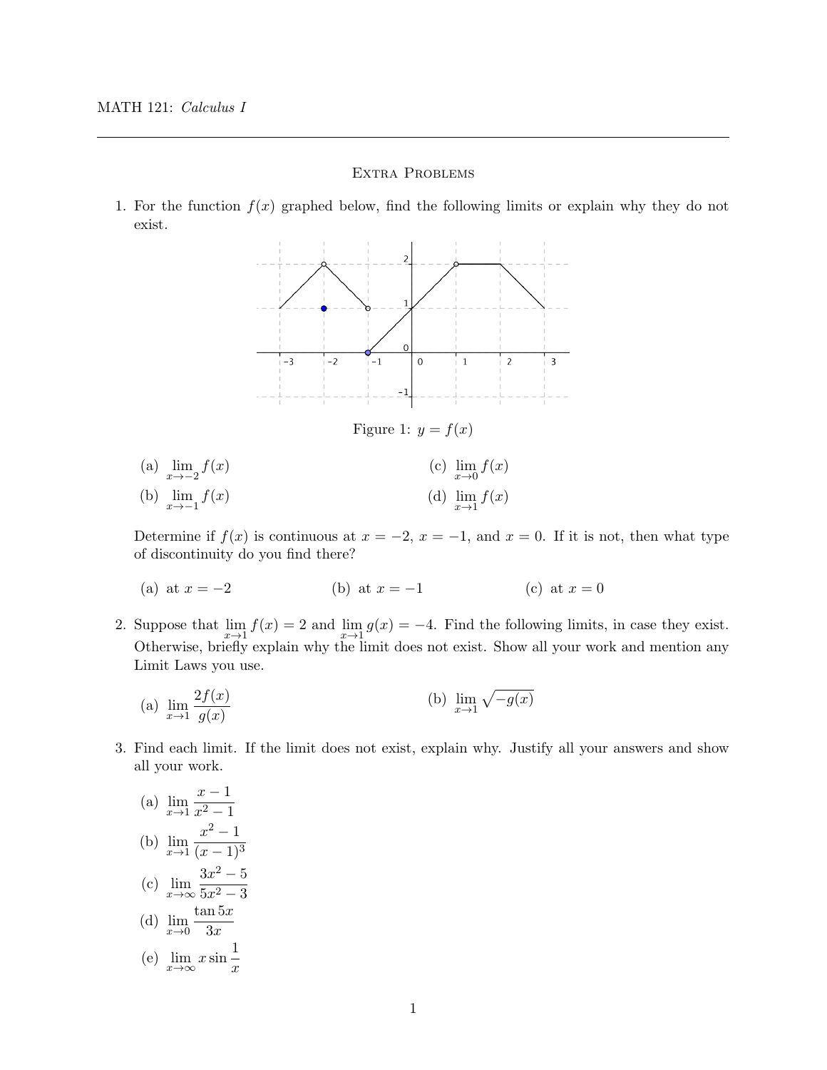MATH 121: *Calculus I*

---

## Extra Problems

1. For the function $f(x)$ graphed below, find the following limits or explain why they do not exist.

Figure 1: $y = f(x)$

(a) $\lim_{x \to -2} f(x)$

(b) $\lim_{x \to -1} f(x)$

(c) $\lim_{x \to 0} f(x)$

(d) $\lim_{x \to 1} f(x)$

Determine if $f(x)$ is continuous at $x = -2$, $x = -1$, and $x = 0$. If it is not, then what type of discontinuity do you find there?

(a) at $x = -2$

(b) at $x = -1$

(c) at $x = 0$

2. Suppose that $\lim_{x \to 1} f(x) = 2$ and $\lim_{x \to 1} g(x) = -4$. Find the following limits, in case they exist. Otherwise, briefly explain why the limit does not exist. Show all your work and mention any Limit Laws you use.

(a) $\lim_{x \to 1} \dfrac{2f(x)}{g(x)}$

(b) $\lim_{x \to 1} \sqrt{-g(x)}$

3. Find each limit. If the limit does not exist, explain why. Justify all your answers and show all your work.

(a) $\lim_{x \to 1} \dfrac{x - 1}{x^2 - 1}$

(b) $\lim_{x \to 1} \dfrac{x^2 - 1}{(x - 1)^3}$

(c) $\lim_{x \to \infty} \dfrac{3x^2 - 5}{5x^2 - 3}$

(d) $\lim_{x \to 0} \dfrac{\tan 5x}{3x}$

(e) $\lim_{x \to \infty} x \sin \dfrac{1}{x}$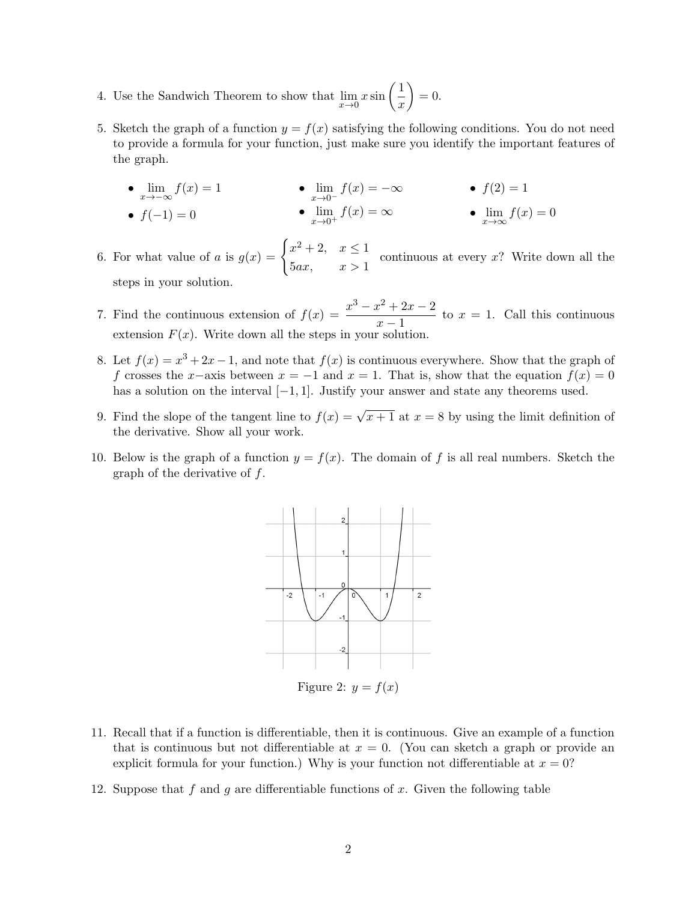4. Use the Sandwich Theorem to show that $\lim_{x \to 0} x \sin\left(\frac{1}{x}\right) = 0$.

5. Sketch the graph of a function $y = f(x)$ satisfying the following conditions. You do not need to provide a formula for your function, just make sure you identify the important features of the graph.

   - $\lim_{x \to -\infty} f(x) = 1$
   - $f(-1) = 0$
   - $\lim_{x \to 0^-} f(x) = -\infty$
   - $\lim_{x \to 0^+} f(x) = \infty$
   - $f(2) = 1$
   - $\lim_{x \to \infty} f(x) = 0$

6. For what value of $a$ is $g(x) = \begin{cases} x^2 + 2, & x \leq 1 \\ 5ax, & x > 1 \end{cases}$ continuous at every $x$? Write down all the steps in your solution.

7. Find the continuous extension of $f(x) = \dfrac{x^3 - x^2 + 2x - 2}{x - 1}$ to $x = 1$. Call this continuous extension $F(x)$. Write down all the steps in your solution.

8. Let $f(x) = x^3 + 2x - 1$, and note that $f(x)$ is continuous everywhere. Show that the graph of $f$ crosses the $x-$axis between $x = -1$ and $x = 1$. That is, show that the equation $f(x) = 0$ has a solution on the interval $[-1, 1]$. Justify your answer and state any theorems used.

9. Find the slope of the tangent line to $f(x) = \sqrt{x + 1}$ at $x = 8$ by using the limit definition of the derivative. Show all your work.

10. Below is the graph of a function $y = f(x)$. The domain of $f$ is all real numbers. Sketch the graph of the derivative of $f$.

Figure 2: $y = f(x)$

11. Recall that if a function is differentiable, then it is continuous. Give an example of a function that is continuous but not differentiable at $x = 0$. (You can sketch a graph or provide an explicit formula for your function.) Why is your function not differentiable at $x = 0$?

12. Suppose that $f$ and $g$ are differentiable functions of $x$. Given the following table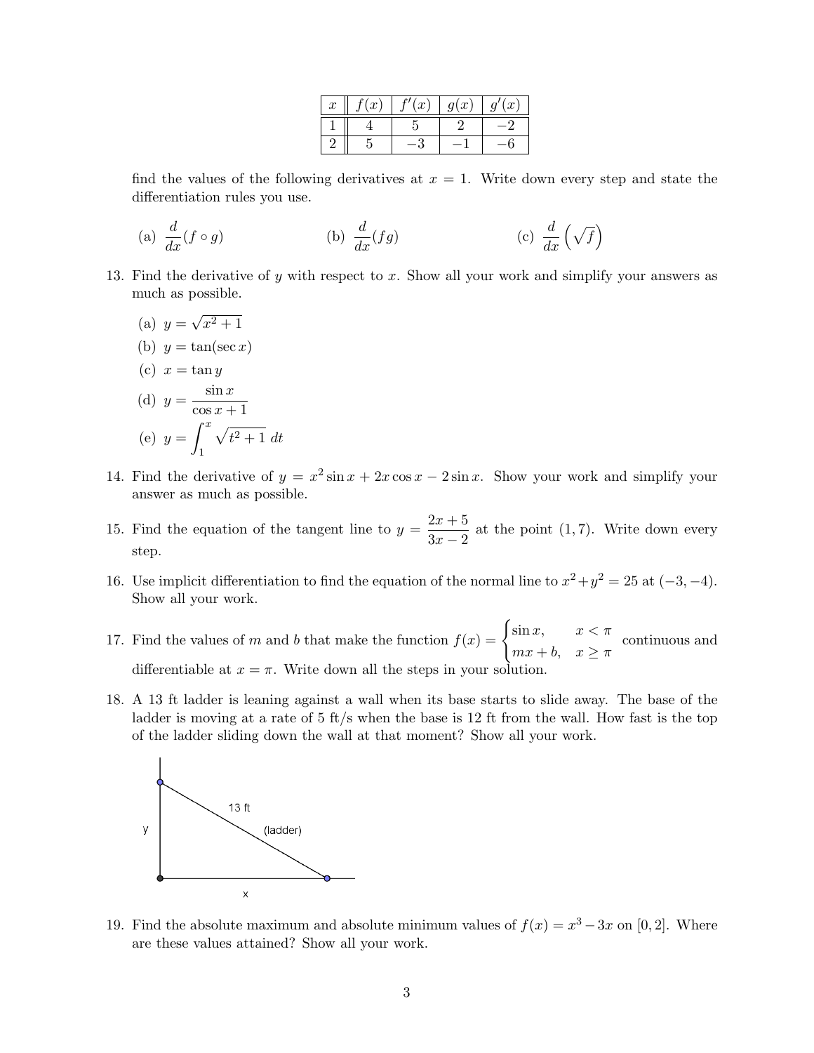| $x$ | $f(x)$ | $f'(x)$ | $g(x)$ | $g'(x)$ |
|---|---|---|---|---|
| 1 | 4 | 5 | 2 | $-2$ |
| 2 | 5 | $-3$ | $-1$ | $-6$ |

find the values of the following derivatives at $x = 1$. Write down every step and state the differentiation rules you use.

(a) $\dfrac{d}{dx}(f \circ g)$ (b) $\dfrac{d}{dx}(fg)$ (c) $\dfrac{d}{dx}\left(\sqrt{f}\right)$

13. Find the derivative of $y$ with respect to $x$. Show all your work and simplify your answers as much as possible.

 (a) $y = \sqrt{x^2 + 1}$

 (b) $y = \tan(\sec x)$

 (c) $x = \tan y$

 (d) $y = \dfrac{\sin x}{\cos x + 1}$

 (e) $y = \displaystyle\int_1^x \sqrt{t^2 + 1}\, dt$

14. Find the derivative of $y = x^2 \sin x + 2x \cos x - 2 \sin x$. Show your work and simplify your answer as much as possible.

15. Find the equation of the tangent line to $y = \dfrac{2x + 5}{3x - 2}$ at the point $(1, 7)$. Write down every step.

16. Use implicit differentiation to find the equation of the normal line to $x^2 + y^2 = 25$ at $(-3, -4)$. Show all your work.

17. Find the values of $m$ and $b$ that make the function $f(x) = \begin{cases} \sin x, & x < \pi \\ mx + b, & x \geq \pi \end{cases}$ continuous and differentiable at $x = \pi$. Write down all the steps in your solution.

18. A 13 ft ladder is leaning against a wall when its base starts to slide away. The base of the ladder is moving at a rate of 5 ft/s when the base is 12 ft from the wall. How fast is the top of the ladder sliding down the wall at that moment? Show all your work.

19. Find the absolute maximum and absolute minimum values of $f(x) = x^3 - 3x$ on $[0, 2]$. Where are these values attained? Show all your work.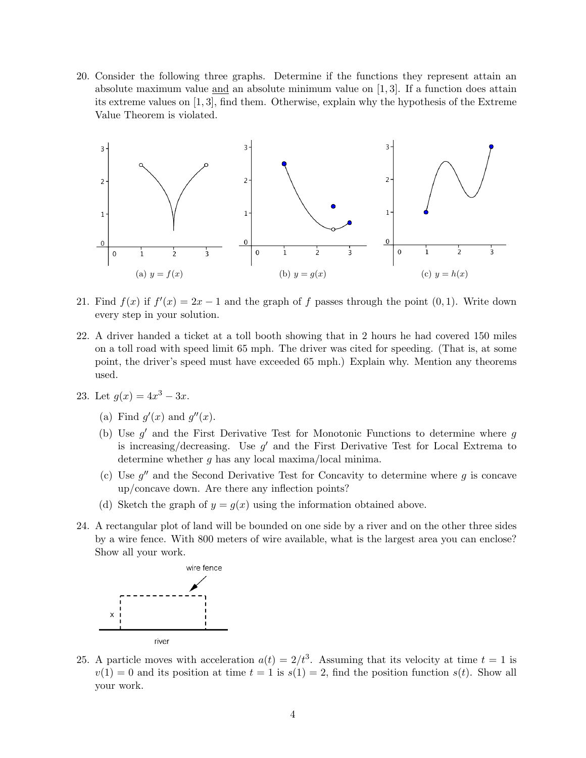20. Consider the following three graphs. Determine if the functions they represent attain an absolute maximum value <u>and</u> an absolute minimum value on $[1, 3]$. If a function does attain its extreme values on $[1, 3]$, find them. Otherwise, explain why the hypothesis of the Extreme Value Theorem is violated.

(a) $y = f(x)$ (b) $y = g(x)$ (c) $y = h(x)$

21. Find $f(x)$ if $f'(x) = 2x - 1$ and the graph of $f$ passes through the point $(0, 1)$. Write down every step in your solution.

22. A driver handed a ticket at a toll booth showing that in 2 hours he had covered 150 miles on a toll road with speed limit 65 mph. The driver was cited for speeding. (That is, at some point, the driver's speed must have exceeded 65 mph.) Explain why. Mention any theorems used.

23. Let $g(x) = 4x^3 - 3x$.

    (a) Find $g'(x)$ and $g''(x)$.

    (b) Use $g'$ and the First Derivative Test for Monotonic Functions to determine where $g$ is increasing/decreasing. Use $g'$ and the First Derivative Test for Local Extrema to determine whether $g$ has any local maxima/local minima.

    (c) Use $g''$ and the Second Derivative Test for Concavity to determine where $g$ is concave up/concave down. Are there any inflection points?

    (d) Sketch the graph of $y = g(x)$ using the information obtained above.

24. A rectangular plot of land will be bounded on one side by a river and on the other three sides by a wire fence. With 800 meters of wire available, what is the largest area you can enclose? Show all your work.

25. A particle moves with acceleration $a(t) = 2/t^3$. Assuming that its velocity at time $t = 1$ is $v(1) = 0$ and its position at time $t = 1$ is $s(1) = 2$, find the position function $s(t)$. Show all your work.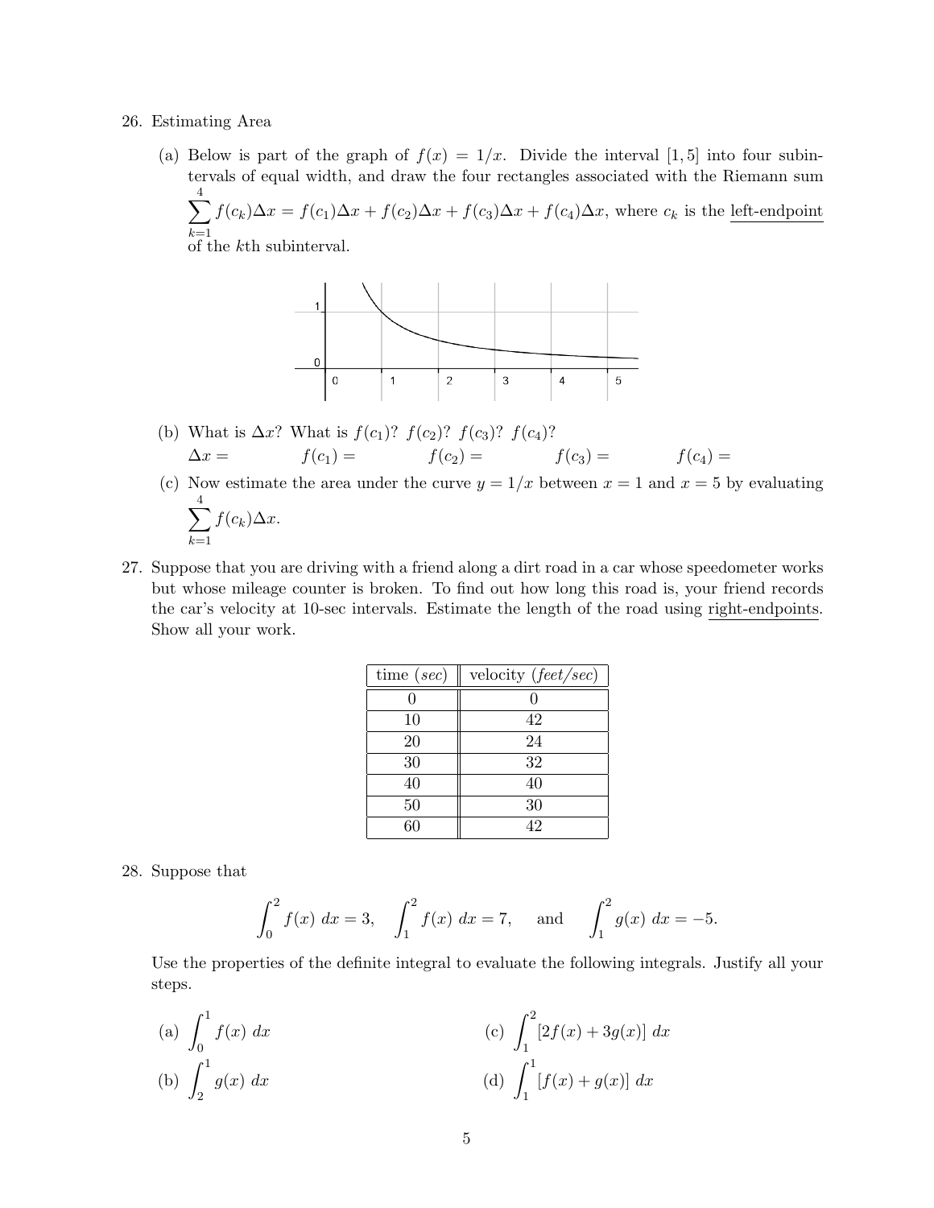26. Estimating Area

   (a) Below is part of the graph of $f(x) = 1/x$. Divide the interval $[1, 5]$ into four subintervals of equal width, and draw the four rectangles associated with the Riemann sum $\sum_{k=1}^{4} f(c_k)\Delta x = f(c_1)\Delta x + f(c_2)\Delta x + f(c_3)\Delta x + f(c_4)\Delta x$, where $c_k$ is the <u>left-endpoint</u> of the $k$th subinterval.

   (b) What is $\Delta x$? What is $f(c_1)$? $f(c_2)$? $f(c_3)$? $f(c_4)$?

   $\Delta x =$ $\qquad$ $f(c_1) =$ $\qquad$ $f(c_2) =$ $\qquad$ $f(c_3) =$ $\qquad$ $f(c_4) =$

   (c) Now estimate the area under the curve $y = 1/x$ between $x = 1$ and $x = 5$ by evaluating $\sum_{k=1}^{4} f(c_k)\Delta x$.

27. Suppose that you are driving with a friend along a dirt road in a car whose speedometer works but whose mileage counter is broken. To find out how long this road is, your friend records the car's velocity at 10-sec intervals. Estimate the length of the road using <u>right-endpoints</u>. Show all your work.

| time (*sec*) | velocity (*feet/sec*) |
|---|---|
| 0 | 0 |
| 10 | 42 |
| 20 | 24 |
| 30 | 32 |
| 40 | 40 |
| 50 | 30 |
| 60 | 42 |

28. Suppose that

$$\int_0^2 f(x)\,dx = 3, \quad \int_1^2 f(x)\,dx = 7, \quad \text{and} \quad \int_1^2 g(x)\,dx = -5.$$

Use the properties of the definite integral to evaluate the following integrals. Justify all your steps.

   (a) $\int_0^1 f(x)\,dx$

   (b) $\int_2^1 g(x)\,dx$

   (c) $\int_1^2 [2f(x) + 3g(x)]\,dx$

   (d) $\int_1^1 [f(x) + g(x)]\,dx$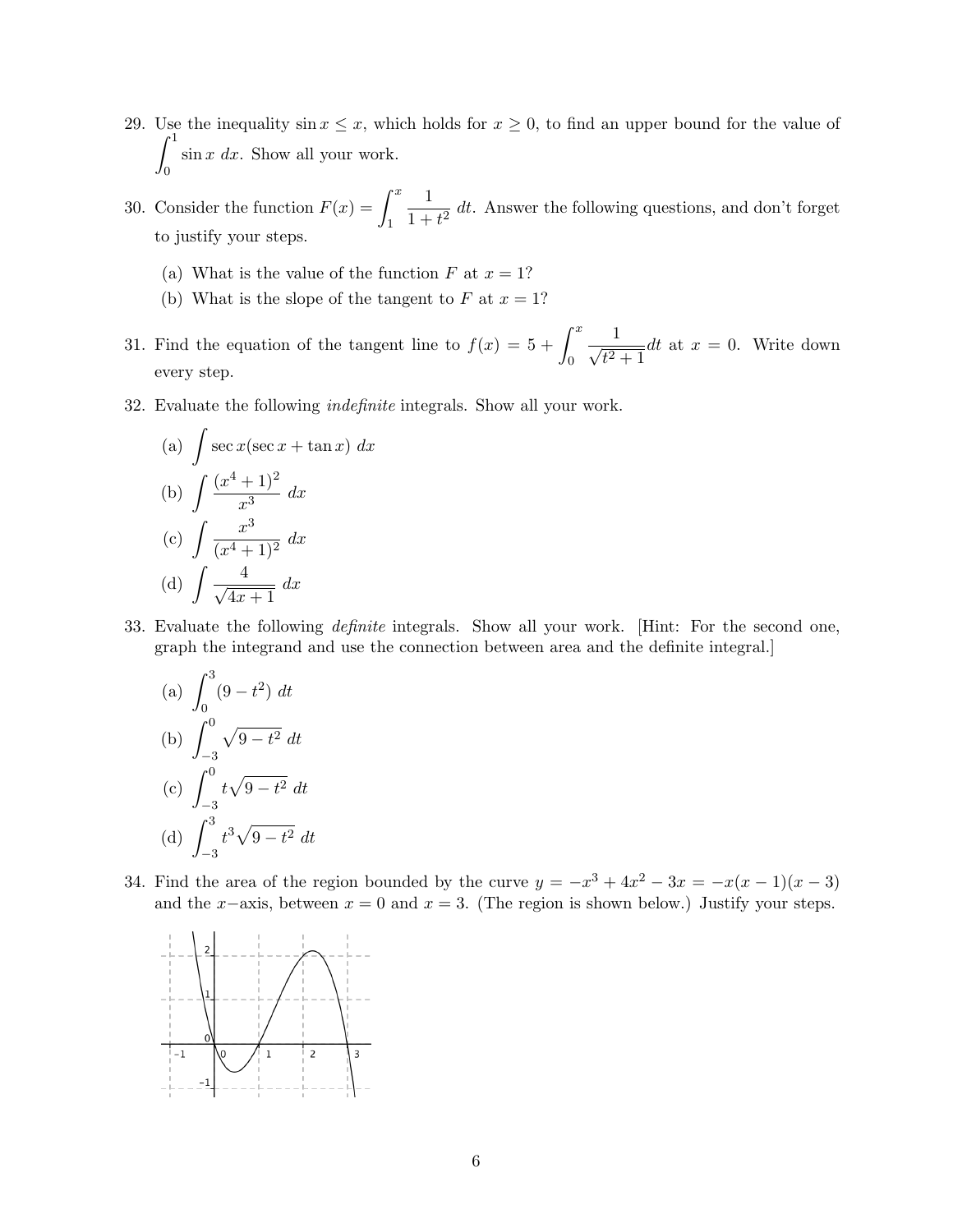29. Use the inequality $\sin x \le x$, which holds for $x \ge 0$, to find an upper bound for the value of $\displaystyle\int_0^1 \sin x \, dx$. Show all your work.

30. Consider the function $F(x) = \displaystyle\int_1^x \frac{1}{1+t^2} \, dt$. Answer the following questions, and don't forget to justify your steps.

    (a) What is the value of the function $F$ at $x = 1$?

    (b) What is the slope of the tangent to $F$ at $x = 1$?

31. Find the equation of the tangent line to $f(x) = 5 + \displaystyle\int_0^x \frac{1}{\sqrt{t^2+1}} dt$ at $x = 0$. Write down every step.

32. Evaluate the following *indefinite* integrals. Show all your work.

    (a) $\displaystyle\int \sec x(\sec x + \tan x) \, dx$

    (b) $\displaystyle\int \frac{(x^4+1)^2}{x^3} \, dx$

    (c) $\displaystyle\int \frac{x^3}{(x^4+1)^2} \, dx$

    (d) $\displaystyle\int \frac{4}{\sqrt{4x+1}} \, dx$

33. Evaluate the following *definite* integrals. Show all your work. [Hint: For the second one, graph the integrand and use the connection between area and the definite integral.]

    (a) $\displaystyle\int_0^3 (9 - t^2) \, dt$

    (b) $\displaystyle\int_{-3}^0 \sqrt{9 - t^2} \, dt$

    (c) $\displaystyle\int_{-3}^0 t\sqrt{9 - t^2} \, dt$

    (d) $\displaystyle\int_{-3}^3 t^3\sqrt{9 - t^2} \, dt$

34. Find the area of the region bounded by the curve $y = -x^3 + 4x^2 - 3x = -x(x-1)(x-3)$ and the $x-$axis, between $x = 0$ and $x = 3$. (The region is shown below.) Justify your steps.

2
1
0
-1
-1
0
1
2
3